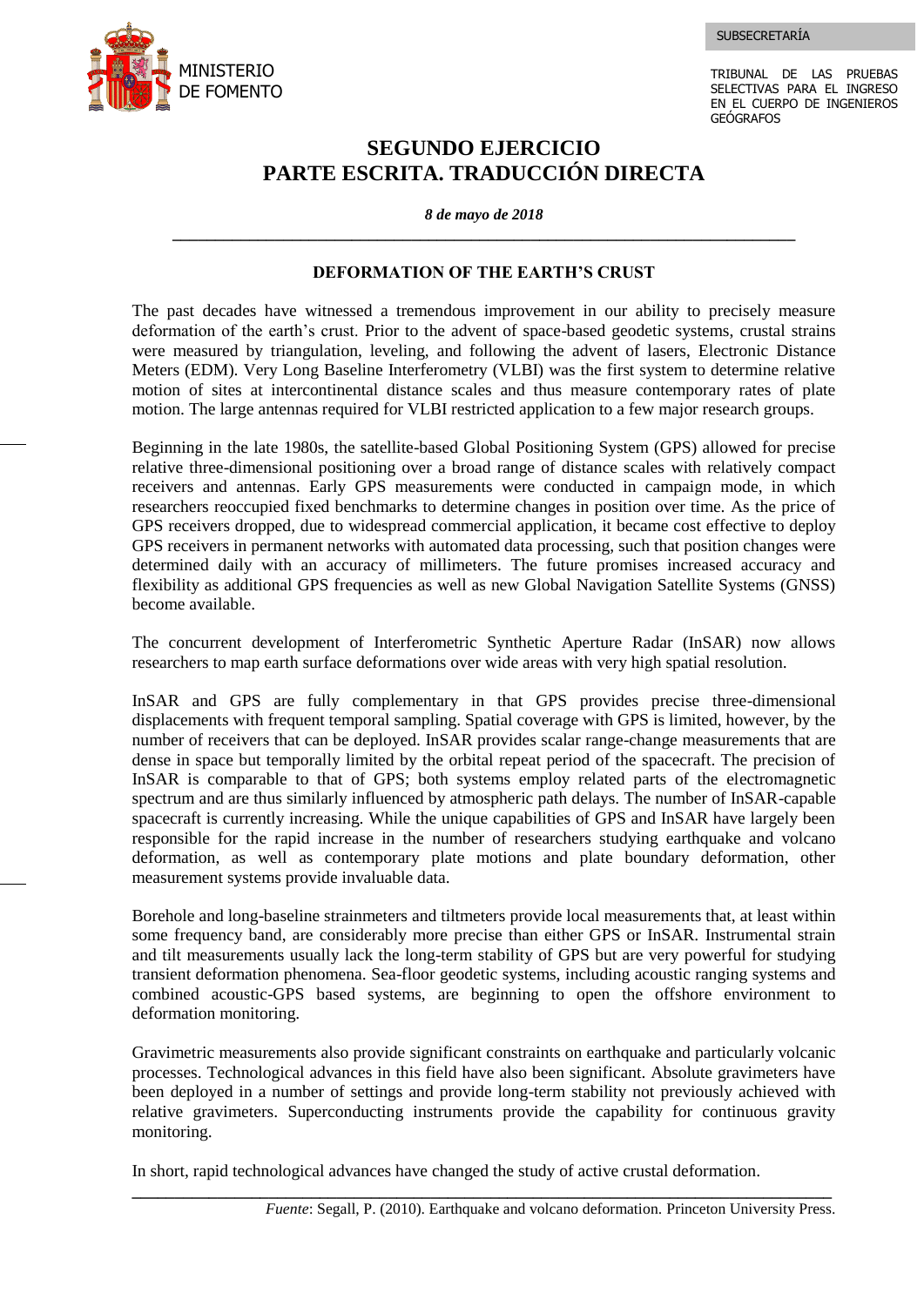MINISTERIO DE FOMENTO

SUBSECRETARÍA

TRIBUNAL DE LAS PRUEBAS SELECTIVAS PARA EL INGRESO EN EL CUERPO DE INGENIEROS GEÓGRAFOS

# SEGUNDO EJERCICIO
# PARTE ESCRITA. TRADUCCIÓN DIRECTA

***8 de mayo de 2018***

## DEFORMATION OF THE EARTH'S CRUST

The past decades have witnessed a tremendous improvement in our ability to precisely measure deformation of the earth's crust. Prior to the advent of space-based geodetic systems, crustal strains were measured by triangulation, leveling, and following the advent of lasers, Electronic Distance Meters (EDM). Very Long Baseline Interferometry (VLBI) was the first system to determine relative motion of sites at intercontinental distance scales and thus measure contemporary rates of plate motion. The large antennas required for VLBI restricted application to a few major research groups.

Beginning in the late 1980s, the satellite-based Global Positioning System (GPS) allowed for precise relative three-dimensional positioning over a broad range of distance scales with relatively compact receivers and antennas. Early GPS measurements were conducted in campaign mode, in which researchers reoccupied fixed benchmarks to determine changes in position over time. As the price of GPS receivers dropped, due to widespread commercial application, it became cost effective to deploy GPS receivers in permanent networks with automated data processing, such that position changes were determined daily with an accuracy of millimeters. The future promises increased accuracy and flexibility as additional GPS frequencies as well as new Global Navigation Satellite Systems (GNSS) become available.

The concurrent development of Interferometric Synthetic Aperture Radar (InSAR) now allows researchers to map earth surface deformations over wide areas with very high spatial resolution.

InSAR and GPS are fully complementary in that GPS provides precise three-dimensional displacements with frequent temporal sampling. Spatial coverage with GPS is limited, however, by the number of receivers that can be deployed. InSAR provides scalar range-change measurements that are dense in space but temporally limited by the orbital repeat period of the spacecraft. The precision of InSAR is comparable to that of GPS; both systems employ related parts of the electromagnetic spectrum and are thus similarly influenced by atmospheric path delays. The number of InSAR-capable spacecraft is currently increasing. While the unique capabilities of GPS and InSAR have largely been responsible for the rapid increase in the number of researchers studying earthquake and volcano deformation, as well as contemporary plate motions and plate boundary deformation, other measurement systems provide invaluable data.

Borehole and long-baseline strainmeters and tiltmeters provide local measurements that, at least within some frequency band, are considerably more precise than either GPS or InSAR. Instrumental strain and tilt measurements usually lack the long-term stability of GPS but are very powerful for studying transient deformation phenomena. Sea-floor geodetic systems, including acoustic ranging systems and combined acoustic-GPS based systems, are beginning to open the offshore environment to deformation monitoring.

Gravimetric measurements also provide significant constraints on earthquake and particularly volcanic processes. Technological advances in this field have also been significant. Absolute gravimeters have been deployed in a number of settings and provide long-term stability not previously achieved with relative gravimeters. Superconducting instruments provide the capability for continuous gravity monitoring.

In short, rapid technological advances have changed the study of active crustal deformation.

---

*Fuente*: Segall, P. (2010). Earthquake and volcano deformation. Princeton University Press.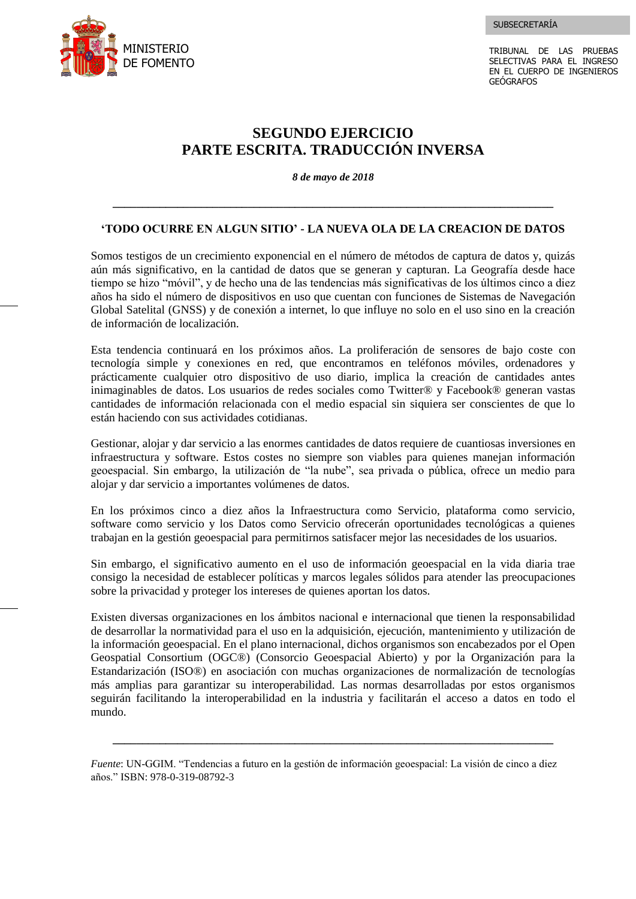MINISTERIO DE FOMENTO

SUBSECRETARÍA

TRIBUNAL DE LAS PRUEBAS SELECTIVAS PARA EL INGRESO EN EL CUERPO DE INGENIEROS GEÓGRAFOS

# SEGUNDO EJERCICIO
# PARTE ESCRITA. TRADUCCIÓN INVERSA

***8 de mayo de 2018***

---

## ‘TODO OCURRE EN ALGUN SITIO’ - LA NUEVA OLA DE LA CREACION DE DATOS

Somos testigos de un crecimiento exponencial en el número de métodos de captura de datos y, quizás aún más significativo, en la cantidad de datos que se generan y capturan. La Geografía desde hace tiempo se hizo “móvil”, y de hecho una de las tendencias más significativas de los últimos cinco a diez años ha sido el número de dispositivos en uso que cuentan con funciones de Sistemas de Navegación Global Satelital (GNSS) y de conexión a internet, lo que influye no solo en el uso sino en la creación de información de localización.

Esta tendencia continuará en los próximos años. La proliferación de sensores de bajo coste con tecnología simple y conexiones en red, que encontramos en teléfonos móviles, ordenadores y prácticamente cualquier otro dispositivo de uso diario, implica la creación de cantidades antes inimaginables de datos. Los usuarios de redes sociales como Twitter® y Facebook® generan vastas cantidades de información relacionada con el medio espacial sin siquiera ser conscientes de que lo están haciendo con sus actividades cotidianas.

Gestionar, alojar y dar servicio a las enormes cantidades de datos requiere de cuantiosas inversiones en infraestructura y software. Estos costes no siempre son viables para quienes manejan información geoespacial. Sin embargo, la utilización de “la nube”, sea privada o pública, ofrece un medio para alojar y dar servicio a importantes volúmenes de datos.

En los próximos cinco a diez años la Infraestructura como Servicio, plataforma como servicio, software como servicio y los Datos como Servicio ofrecerán oportunidades tecnológicas a quienes trabajan en la gestión geoespacial para permitirnos satisfacer mejor las necesidades de los usuarios.

Sin embargo, el significativo aumento en el uso de información geoespacial en la vida diaria trae consigo la necesidad de establecer políticas y marcos legales sólidos para atender las preocupaciones sobre la privacidad y proteger los intereses de quienes aportan los datos.

Existen diversas organizaciones en los ámbitos nacional e internacional que tienen la responsabilidad de desarrollar la normatividad para el uso en la adquisición, ejecución, mantenimiento y utilización de la información geoespacial. En el plano internacional, dichos organismos son encabezados por el Open Geospatial Consortium (OGC®) (Consorcio Geoespacial Abierto) y por la Organización para la Estandarización (ISO®) en asociación con muchas organizaciones de normalización de tecnologías más amplias para garantizar su interoperabilidad. Las normas desarrolladas por estos organismos seguirán facilitando la interoperabilidad en la industria y facilitarán el acceso a datos en todo el mundo.

---

*Fuente*: UN-GGIM. “Tendencias a futuro en la gestión de información geoespacial: La visión de cinco a diez años.” ISBN: 978-0-319-08792-3